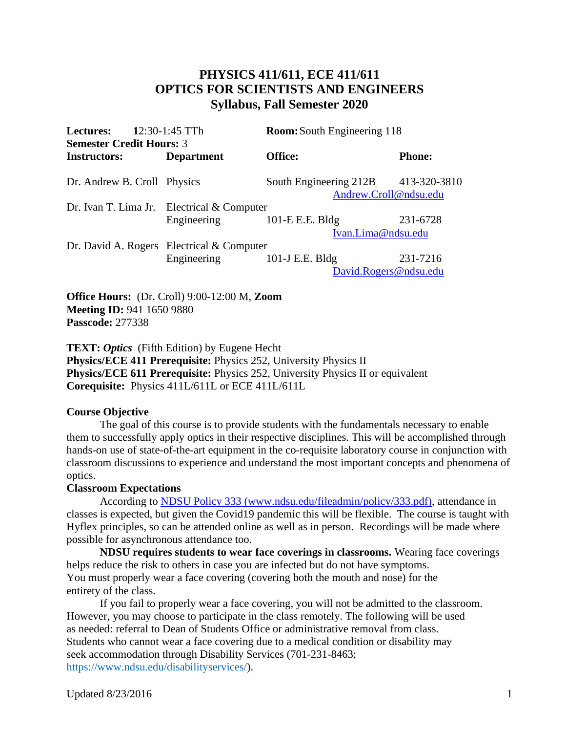# PHYSICS 411/611, ECE 411/611
# OPTICS FOR SCIENTISTS AND ENGINEERS
## Syllabus, Fall Semester 2020

**Lectures:** 12:30-1:45 TTh **Room:** South Engineering 118
**Semester Credit Hours:** 3

| Instructors: | Department | Office: | Phone: |
|---|---|---|---|
| Dr. Andrew B. Croll | Physics | South Engineering 212B | 413-320-3810 |
| | | | Andrew.Croll@ndsu.edu |
| Dr. Ivan T. Lima Jr. | Electrical & Computer Engineering | 101-E E.E. Bldg | 231-6728 |
| | | | Ivan.Lima@ndsu.edu |
| Dr. David A. Rogers | Electrical & Computer Engineering | 101-J E.E. Bldg | 231-7216 |
| | | | David.Rogers@ndsu.edu |

**Office Hours:** (Dr. Croll) 9:00-12:00 M, **Zoom**
**Meeting ID:** 941 1650 9880
**Passcode:** 277338

**TEXT:** ***Optics*** (Fifth Edition) by Eugene Hecht
**Physics/ECE 411 Prerequisite:** Physics 252, University Physics II
**Physics/ECE 611 Prerequisite:** Physics 252, University Physics II or equivalent
**Corequisite:** Physics 411L/611L or ECE 411L/611L

**Course Objective**

The goal of this course is to provide students with the fundamentals necessary to enable them to successfully apply optics in their respective disciplines. This will be accomplished through hands-on use of state-of-the-art equipment in the co-requisite laboratory course in conjunction with classroom discussions to experience and understand the most important concepts and phenomena of optics.

**Classroom Expectations**

According to NDSU Policy 333 (www.ndsu.edu/fileadmin/policy/333.pdf), attendance in classes is expected, but given the Covid19 pandemic this will be flexible. The course is taught with Hyflex principles, so can be attended online as well as in person. Recordings will be made where possible for asynchronous attendance too.

**NDSU requires students to wear face coverings in classrooms.** Wearing face coverings helps reduce the risk to others in case you are infected but do not have symptoms. You must properly wear a face covering (covering both the mouth and nose) for the entirety of the class.

If you fail to properly wear a face covering, you will not be admitted to the classroom. However, you may choose to participate in the class remotely. The following will be used as needed: referral to Dean of Students Office or administrative removal from class. Students who cannot wear a face covering due to a medical condition or disability may seek accommodation through Disability Services (701-231-8463; https://www.ndsu.edu/disabilityservices/).

Updated 8/23/2016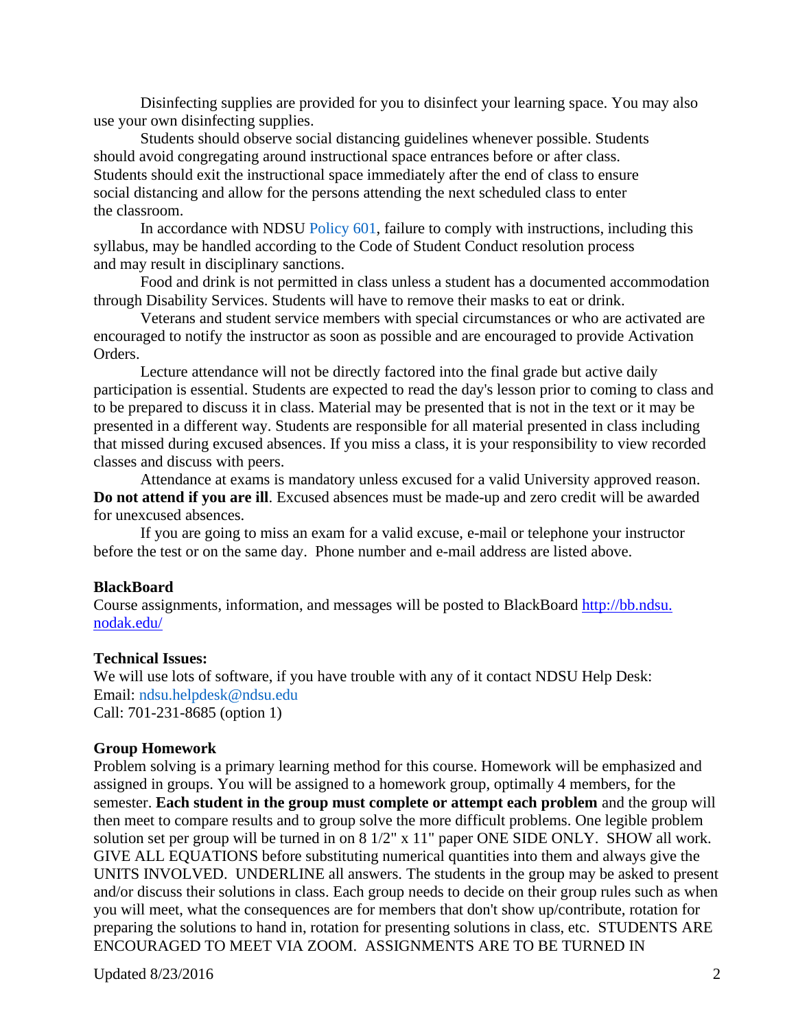Disinfecting supplies are provided for you to disinfect your learning space. You may also use your own disinfecting supplies.

Students should observe social distancing guidelines whenever possible. Students should avoid congregating around instructional space entrances before or after class. Students should exit the instructional space immediately after the end of class to ensure social distancing and allow for the persons attending the next scheduled class to enter the classroom.

In accordance with NDSU Policy 601, failure to comply with instructions, including this syllabus, may be handled according to the Code of Student Conduct resolution process and may result in disciplinary sanctions.

Food and drink is not permitted in class unless a student has a documented accommodation through Disability Services. Students will have to remove their masks to eat or drink.

Veterans and student service members with special circumstances or who are activated are encouraged to notify the instructor as soon as possible and are encouraged to provide Activation Orders.

Lecture attendance will not be directly factored into the final grade but active daily participation is essential. Students are expected to read the day's lesson prior to coming to class and to be prepared to discuss it in class. Material may be presented that is not in the text or it may be presented in a different way. Students are responsible for all material presented in class including that missed during excused absences. If you miss a class, it is your responsibility to view recorded classes and discuss with peers.

Attendance at exams is mandatory unless excused for a valid University approved reason. **Do not attend if you are ill**. Excused absences must be made-up and zero credit will be awarded for unexcused absences.

If you are going to miss an exam for a valid excuse, e-mail or telephone your instructor before the test or on the same day. Phone number and e-mail address are listed above.

**BlackBoard**

Course assignments, information, and messages will be posted to BlackBoard http://bb.ndsu.nodak.edu/

**Technical Issues:**

We will use lots of software, if you have trouble with any of it contact NDSU Help Desk:
Email: ndsu.helpdesk@ndsu.edu
Call: 701-231-8685 (option 1)

**Group Homework**

Problem solving is a primary learning method for this course. Homework will be emphasized and assigned in groups. You will be assigned to a homework group, optimally 4 members, for the semester. **Each student in the group must complete or attempt each problem** and the group will then meet to compare results and to group solve the more difficult problems. One legible problem solution set per group will be turned in on 8 1/2" x 11" paper ONE SIDE ONLY. SHOW all work. GIVE ALL EQUATIONS before substituting numerical quantities into them and always give the UNITS INVOLVED. UNDERLINE all answers. The students in the group may be asked to present and/or discuss their solutions in class. Each group needs to decide on their group rules such as when you will meet, what the consequences are for members that don't show up/contribute, rotation for preparing the solutions to hand in, rotation for presenting solutions in class, etc. STUDENTS ARE ENCOURAGED TO MEET VIA ZOOM. ASSIGNMENTS ARE TO BE TURNED IN

Updated 8/23/2016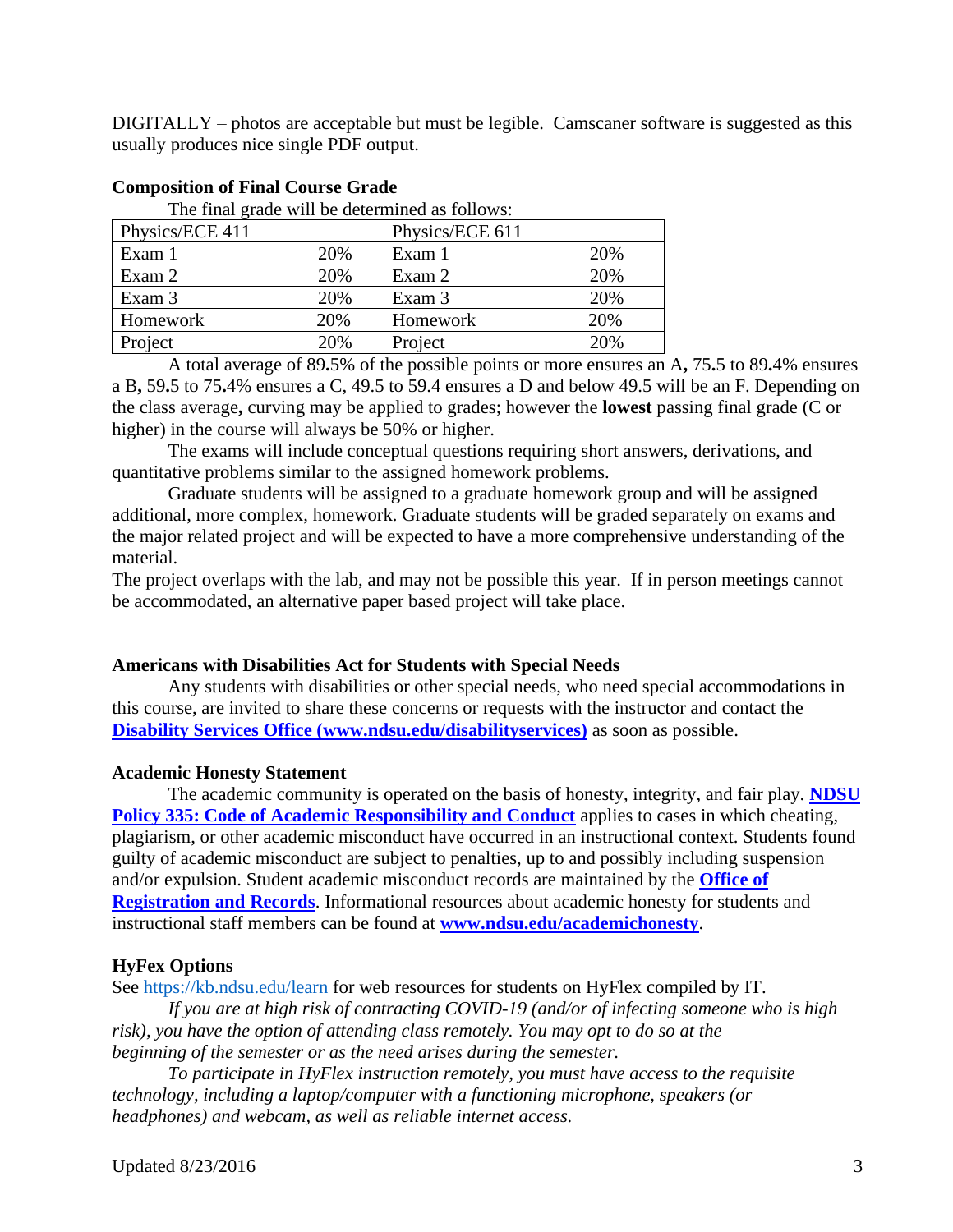DIGITALLY – photos are acceptable but must be legible. Camscaner software is suggested as this usually produces nice single PDF output.

**Composition of Final Course Grade**

The final grade will be determined as follows:

| Physics/ECE 411 | | Physics/ECE 611 | |
|---|---|---|---|
| Exam 1 | 20% | Exam 1 | 20% |
| Exam 2 | 20% | Exam 2 | 20% |
| Exam 3 | 20% | Exam 3 | 20% |
| Homework | 20% | Homework | 20% |
| Project | 20% | Project | 20% |

A total average of 89**.**5% of the possible points or more ensures an A**,** 75**.**5 to 89**.**4% ensures a B**,** 59**.**5 to 75**.**4% ensures a C, 49.5 to 59.4 ensures a D and below 49.5 will be an F. Depending on the class average**,** curving may be applied to grades; however the **lowest** passing final grade (C or higher) in the course will always be 50% or higher.

The exams will include conceptual questions requiring short answers, derivations, and quantitative problems similar to the assigned homework problems.

Graduate students will be assigned to a graduate homework group and will be assigned additional, more complex, homework. Graduate students will be graded separately on exams and the major related project and will be expected to have a more comprehensive understanding of the material.

The project overlaps with the lab, and may not be possible this year. If in person meetings cannot be accommodated, an alternative paper based project will take place.

**Americans with Disabilities Act for Students with Special Needs**

Any students with disabilities or other special needs, who need special accommodations in this course, are invited to share these concerns or requests with the instructor and contact the **Disability Services Office (www.ndsu.edu/disabilityservices)** as soon as possible.

**Academic Honesty Statement**

The academic community is operated on the basis of honesty, integrity, and fair play. **NDSU Policy 335: Code of Academic Responsibility and Conduct** applies to cases in which cheating, plagiarism, or other academic misconduct have occurred in an instructional context. Students found guilty of academic misconduct are subject to penalties, up to and possibly including suspension and/or expulsion. Student academic misconduct records are maintained by the **Office of Registration and Records**. Informational resources about academic honesty for students and instructional staff members can be found at **www.ndsu.edu/academichonesty**.

**HyFex Options**

See https://kb.ndsu.edu/learn for web resources for students on HyFlex compiled by IT.

*If you are at high risk of contracting COVID-19 (and/or of infecting someone who is high risk), you have the option of attending class remotely. You may opt to do so at the beginning of the semester or as the need arises during the semester.*

*To participate in HyFlex instruction remotely, you must have access to the requisite technology, including a laptop/computer with a functioning microphone, speakers (or headphones) and webcam, as well as reliable internet access.*

Updated 8/23/2016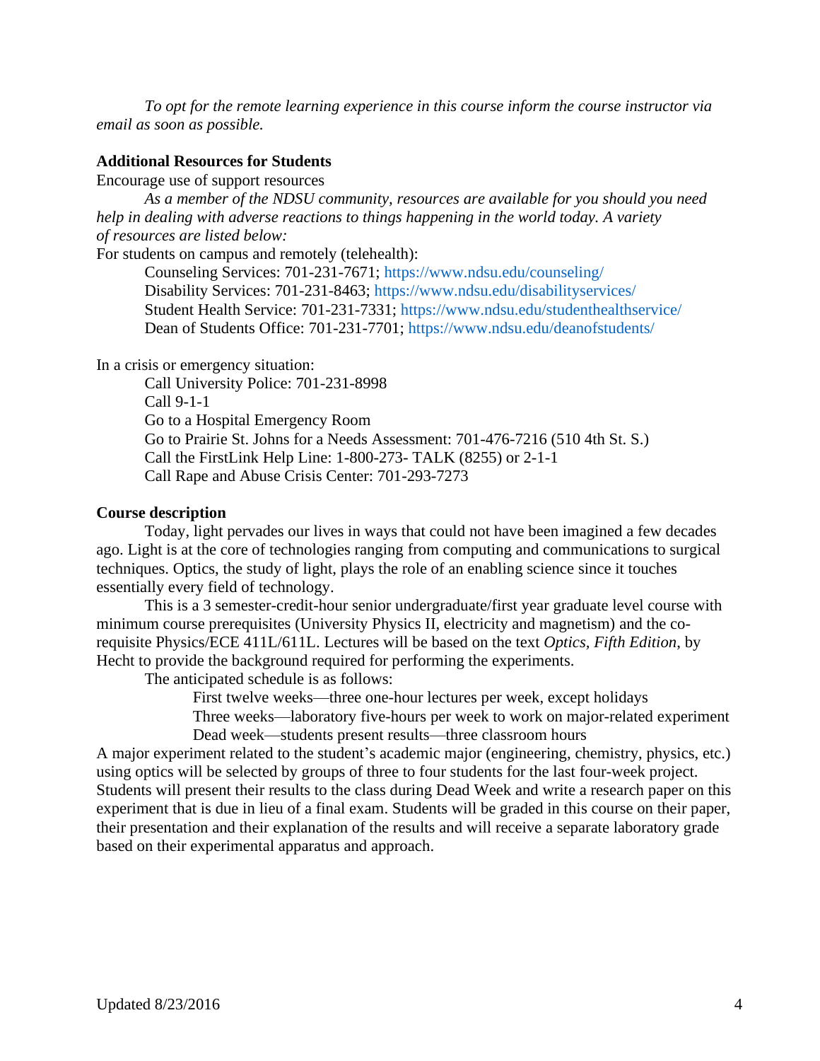*To opt for the remote learning experience in this course inform the course instructor via email as soon as possible.*

**Additional Resources for Students**

Encourage use of support resources

*As a member of the NDSU community, resources are available for you should you need help in dealing with adverse reactions to things happening in the world today. A variety of resources are listed below:*

For students on campus and remotely (telehealth):

Counseling Services: 701-231-7671; https://www.ndsu.edu/counseling/
Disability Services: 701-231-8463; https://www.ndsu.edu/disabilityservices/
Student Health Service: 701-231-7331; https://www.ndsu.edu/studenthealthservice/
Dean of Students Office: 701-231-7701; https://www.ndsu.edu/deanofstudents/

In a crisis or emergency situation:

Call University Police: 701-231-8998
Call 9-1-1
Go to a Hospital Emergency Room
Go to Prairie St. Johns for a Needs Assessment: 701-476-7216 (510 4th St. S.)
Call the FirstLink Help Line: 1-800-273- TALK (8255) or 2-1-1
Call Rape and Abuse Crisis Center: 701-293-7273

**Course description**

Today, light pervades our lives in ways that could not have been imagined a few decades ago. Light is at the core of technologies ranging from computing and communications to surgical techniques. Optics, the study of light, plays the role of an enabling science since it touches essentially every field of technology.

This is a 3 semester-credit-hour senior undergraduate/first year graduate level course with minimum course prerequisites (University Physics II, electricity and magnetism) and the co-requisite Physics/ECE 411L/611L. Lectures will be based on the text *Optics, Fifth Edition*, by Hecht to provide the background required for performing the experiments.

The anticipated schedule is as follows:

First twelve weeks—three one-hour lectures per week, except holidays
Three weeks—laboratory five-hours per week to work on major-related experiment
Dead week—students present results—three classroom hours

A major experiment related to the student's academic major (engineering, chemistry, physics, etc.) using optics will be selected by groups of three to four students for the last four-week project. Students will present their results to the class during Dead Week and write a research paper on this experiment that is due in lieu of a final exam. Students will be graded in this course on their paper, their presentation and their explanation of the results and will receive a separate laboratory grade based on their experimental apparatus and approach.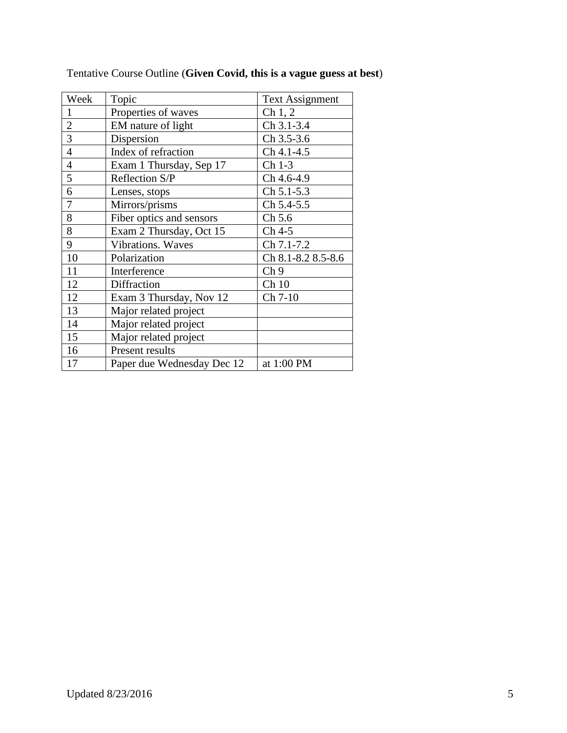Tentative Course Outline (**Given Covid, this is a vague guess at best**)

| Week | Topic | Text Assignment |
|---|---|---|
| 1 | Properties of waves | Ch 1, 2 |
| 2 | EM nature of light | Ch 3.1-3.4 |
| 3 | Dispersion | Ch 3.5-3.6 |
| 4 | Index of refraction | Ch 4.1-4.5 |
| 4 | Exam 1 Thursday, Sep 17 | Ch 1-3 |
| 5 | Reflection S/P | Ch 4.6-4.9 |
| 6 | Lenses, stops | Ch 5.1-5.3 |
| 7 | Mirrors/prisms | Ch 5.4-5.5 |
| 8 | Fiber optics and sensors | Ch 5.6 |
| 8 | Exam 2 Thursday, Oct 15 | Ch 4-5 |
| 9 | Vibrations. Waves | Ch 7.1-7.2 |
| 10 | Polarization | Ch 8.1-8.2 8.5-8.6 |
| 11 | Interference | Ch 9 |
| 12 | Diffraction | Ch 10 |
| 12 | Exam 3 Thursday, Nov 12 | Ch 7-10 |
| 13 | Major related project | |
| 14 | Major related project | |
| 15 | Major related project | |
| 16 | Present results | |
| 17 | Paper due Wednesday Dec 12 | at 1:00 PM |

Updated 8/23/2016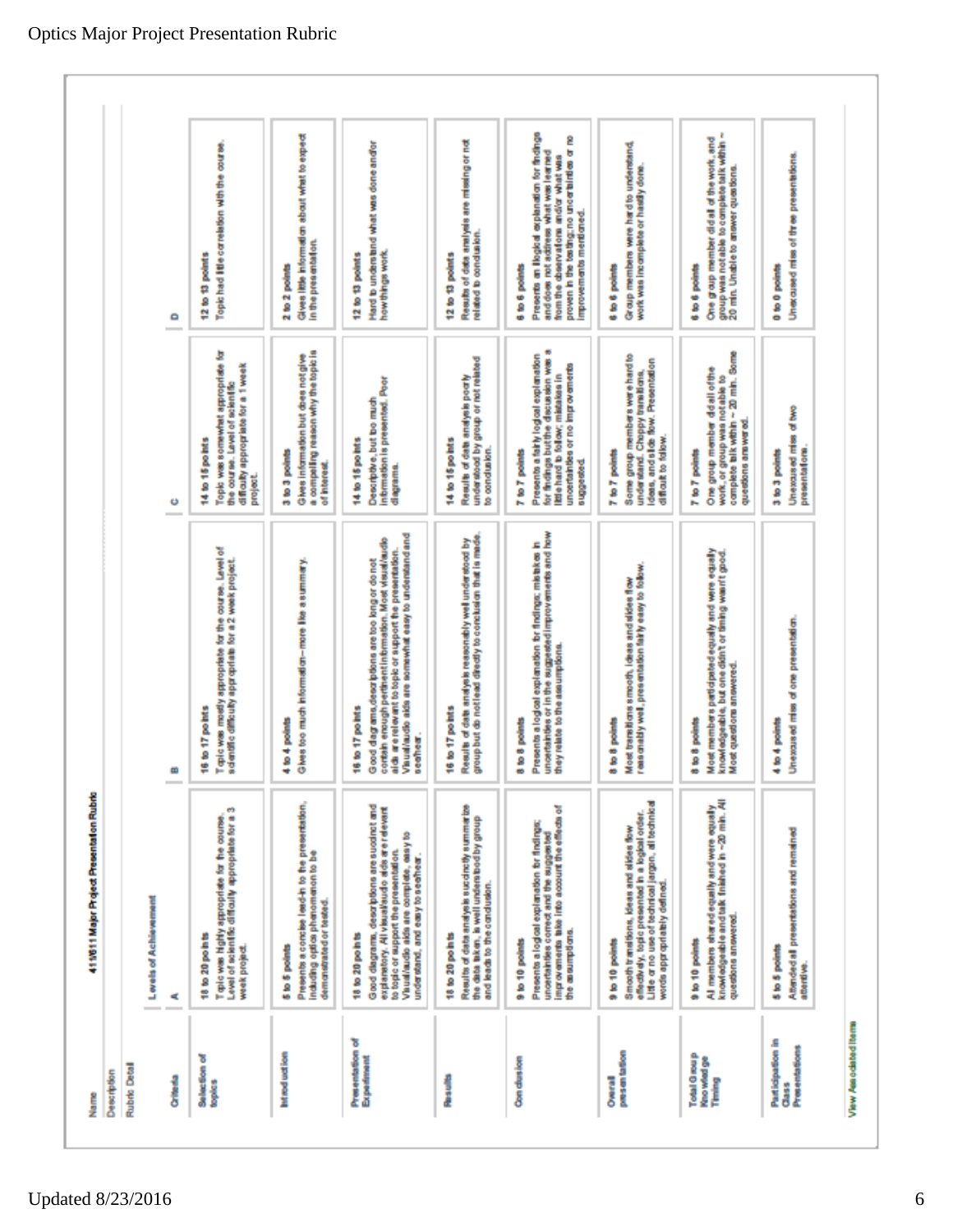Optics Major Project Presentation Rubric

Name: 41S611 Major Project Presentation Rubric

Description

Rubric Detail

| Criteria | Levels of Achievement | | | |
|---|---|---|---|---|
| | A | B | C | D |
| Selection of topics | 18 to 20 points<br>Topic was highly appropriate for the course. Level of scientific difficulty appropriate for a 3 week project. | 16 to 17 points<br>Topic was mostly appropriate for the course. Level of scientific difficulty appropriate for a 2 week project. | 14 to 15 points<br>Topic was somewhat appropriate for the course. Level of scientific difficulty appropriate for a 1 week project. | 12 to 13 points<br>Topic had little correlation with the course. |
| Introduction | 5 to 5 points<br>Presents a concise lead-in to the presentation, including optics phenomenon to be demonstrated or tested. | 4 to 4 points<br>Gives too much information-- more like a summary. | 3 to 3 points<br>Gives information but does not give a compelling reason why the topic is of interest. | 2 to 2 points<br>Gives little information about what to expect in the presentation. |
| Presentation of Experiment | 18 to 20 points<br>Good diagrams, descriptions are succinct and explanatory. All visual/audio aids are relevant to topic or support the presentation. Visual/audio aids are complete, easy to understand, and easy to see/hear. | 16 to 17 points<br>Good diagrams, descriptions are too long or do not contain enough pertinent information. Most visual/audio aids are relevant to topic or support the presentation. Visual/audio aids are somewhat easy to understand and see/hear. | 14 to 15 points<br>Descriptive, but too much information is presented. Poor diagrams. | 12 to 13 points<br>Hard to understand what was done and/or how things work. |
| Results | 18 to 20 points<br>Results of data analysis succinctly summarize the data taken, is well understood by group and leads to the conclusion. | 16 to 17 points<br>Results of data analysis reasonably well understood by group but do not lead directly to conclusion that is made. | 14 to 15 points<br>Results of data analysis poorly understood by group or not related to conclusion. | 12 to 13 points<br>Results of data analysis are missing or not related to conclusion. |
| Conclusion | 9 to 10 points<br>Presents a logical explanation for findings; uncertainties correct and the suggested improvements take into account the effects of the assumptions. | 8 to 8 points<br>Presents a logical explanation for findings; mistakes in uncertainties or in the suggested improvements and how they relate to the assumptions. | 7 to 7 points<br>Presents a fairly logical explanation for findings but the discussion was a little hard to follow; mistakes in uncertainties or no improvements suggested. | 6 to 6 points<br>Presents an illogical explanation for findings and does not address what was learned from the observations and/or what was proven in the testing; no uncertainties or no improvements mentioned. |
| Overall presentation | 9 to 10 points<br>Smooth transitions, ideas and slides flow effectively, topic presented in a logical order. Little or no use of technical jargon, all technical words appropriately defined. | 8 to 8 points<br>Most transitions smooth, ideas and slides flow reasonably well, presentation fairly easy to follow. | 7 to 7 points<br>Some group members were hard to understand. Choppy transitions, ideas, and slide flow. Presentation difficult to follow. | 6 to 6 points<br>Group members were hard to understand; work was incomplete or hastily done. |
| Total Group Knowledge Timing | 9 to 10 points<br>All members shared equally and were equally knowledgeable and talk finished in ~20 min. All questions answered. | 8 to 8 points<br>Most members participated equally and were equally knowledgeable, but one didn't or timing wasn't good. Most questions answered. | 7 to 7 points<br>One group member did all of the work, or group was not able to complete talk within ~ 20 min. Some questions answered. | 6 to 6 points<br>One group member did all of the work, and group was not able to complete talk within ~ 20 min. Unable to answer questions. |
| Participation in Class Presentations | 5 to 5 points<br>Attended all presentations and remained attentive. | 4 to 4 points<br>Unexcused miss of one presentation. | 3 to 3 points<br>Unexcused miss of two presentations. | 0 to 0 points<br>Unexcused miss of three presentations. |

View Associated Items

Updated 8/23/2016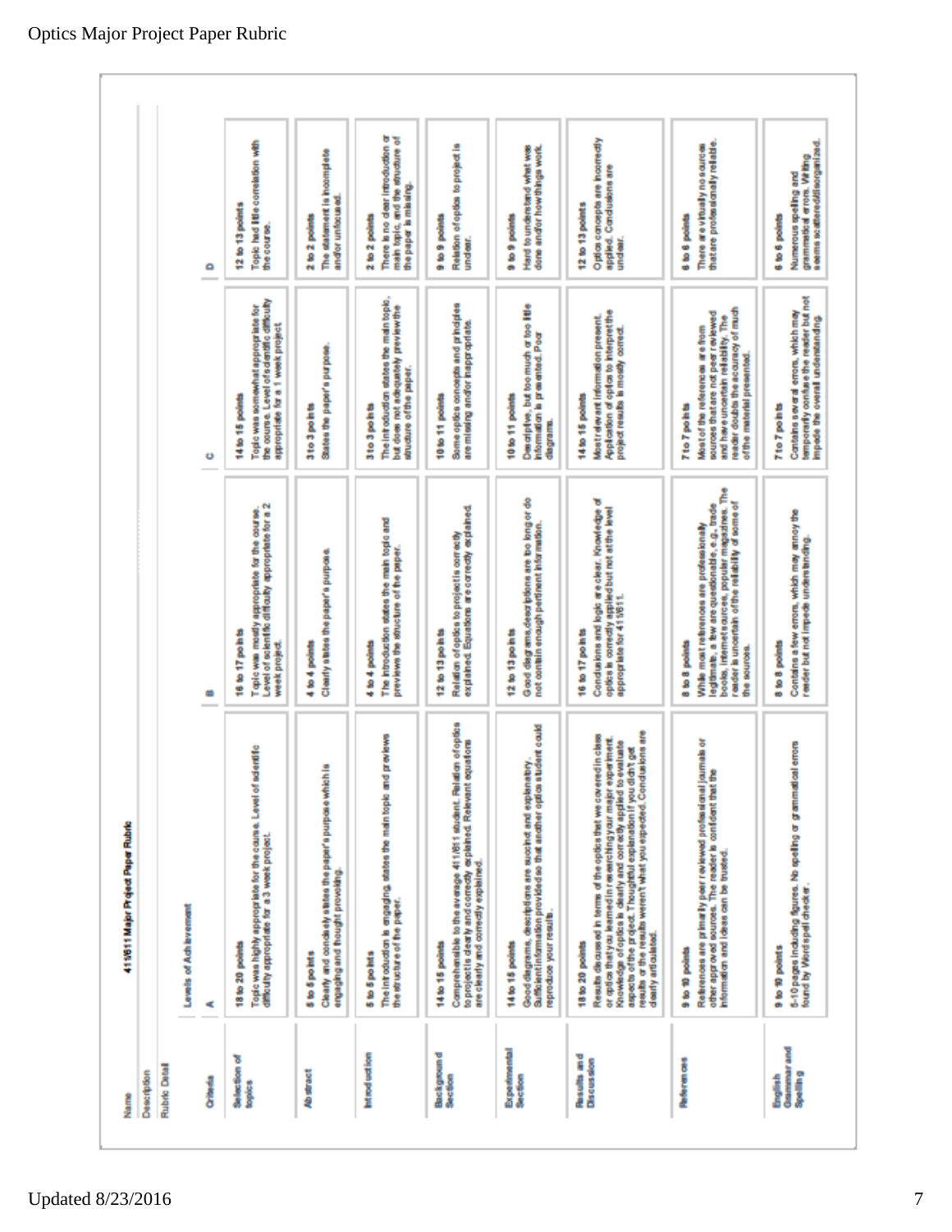Optics Major Project Paper Rubric

**411/611 Major Project Paper Rubric**

Name

Description

Rubric Detail

| Criteria | Levels of Achievement: A | B | C | D |
|---|---|---|---|---|
| Selection of topics | 18 to 20 points<br>Topic was highly appropriate for the course. Level of scientific difficulty appropriate for a 3 week project. | 16 to 17 points<br>Topic was mostly appropriate for the course. Level of scientific difficulty appropriate for a 2 week project. | 14 to 15 points<br>Topic was somewhat appropriate for the course. Level of scientific difficulty appropriate for a 1 week project. | 12 to 13 points<br>Topic had little correlation with the course. |
| Abstract | 5 to 5 points<br>Clearly and concisely states the paper's purpose which is engaging and thought provoking. | 4 to 4 points<br>Clearly states the paper's purpose. | 3 to 3 points<br>States the paper's purpose. | 2 to 2 points<br>The statement is incomplete and/or unfocused. |
| Introduction | 5 to 5 points<br>The introduction is engaging, states the main topic and previews the structure of the paper. | 4 to 4 points<br>The introduction states the main topic and previews the structure of the paper. | 3 to 3 points<br>The introduction states the main topic, but does not adequately preview the structure of the paper. | 2 to 2 points<br>There is no clear introduction or main topic, and the structure of the paper is missing. |
| Background Section | 14 to 15 points<br>Comprehensible to the average 411/611 student. Relation of optics to project is clearly and correctly explained. Relevant equations are clearly and correctly explained. | 12 to 13 points<br>Relation of optics to project is correctly explained. Equations are correctly explained. | 10 to 11 points<br>Some optics concepts and principles are missing and/or inappropriate. | 9 to 9 points<br>Relation of optics to project is unclear. |
| Experimental Section | 14 to 15 points<br>Good diagrams, descriptions are succinct and explanatory. Sufficient information provided so that another optics student could reproduce your results. | 12 to 13 points<br>Good diagrams, descriptions are too long or do not contain enough pertinent information. | 10 to 11 points<br>Descriptive, but too much or too little information is presented. Poor diagrams. | 9 to 9 points<br>Hard to understand what was done and/or how things work. |
| Results and Discussion | 18 to 20 points<br>Results discussed in terms of the optics that we covered in class or optics that you learned in researching your major experiment. Knowledge of optics is clearly and correctly applied to evaluate aspects of the project. Thoughtful explanation if you didn't get results or the results weren't what you expected. Conclusions are clearly articulated. | 16 to 17 points<br>Conclusions and logic are clear. Knowledge of optics is correctly applied but not at the level appropriate for 411/611. | 14 to 15 points<br>Most relevant information present. Application of optics to interpret the project results is mostly correct. | 12 to 13 points<br>Optics concepts are incorrectly applied. Conclusions are unclear. |
| References | 9 to 10 points<br>References are primarily peer reviewed professional journals or other approved sources. The reader is confident that the information and ideas can be trusted. | 8 to 8 points<br>While most references are professionally legitimate, a few are questionable, e.g., trade books, internet sources, popular magazines. The reader is uncertain of the reliability of some of the sources. | 7 to 7 points<br>Most of the references are from sources that are not peer reviewed and have uncertain reliability. The reader doubts the accuracy of much of the material presented. | 6 to 6 points<br>There are virtually no sources that are professionally reliable. |
| English Grammar and Spelling | 9 to 10 points<br>5-10 pages including figures. No spelling or grammatical errors found by Word spell checker. | 8 to 8 points<br>Contains a few errors, which may annoy the reader but not impede understanding. | 7 to 7 points<br>Contains several errors, which may temporarily confuse the reader but not impede the overall understanding. | 6 to 6 points<br>Numerous spelling and grammatical errors. Writing seems scattered/disorganized. |

Updated 8/23/2016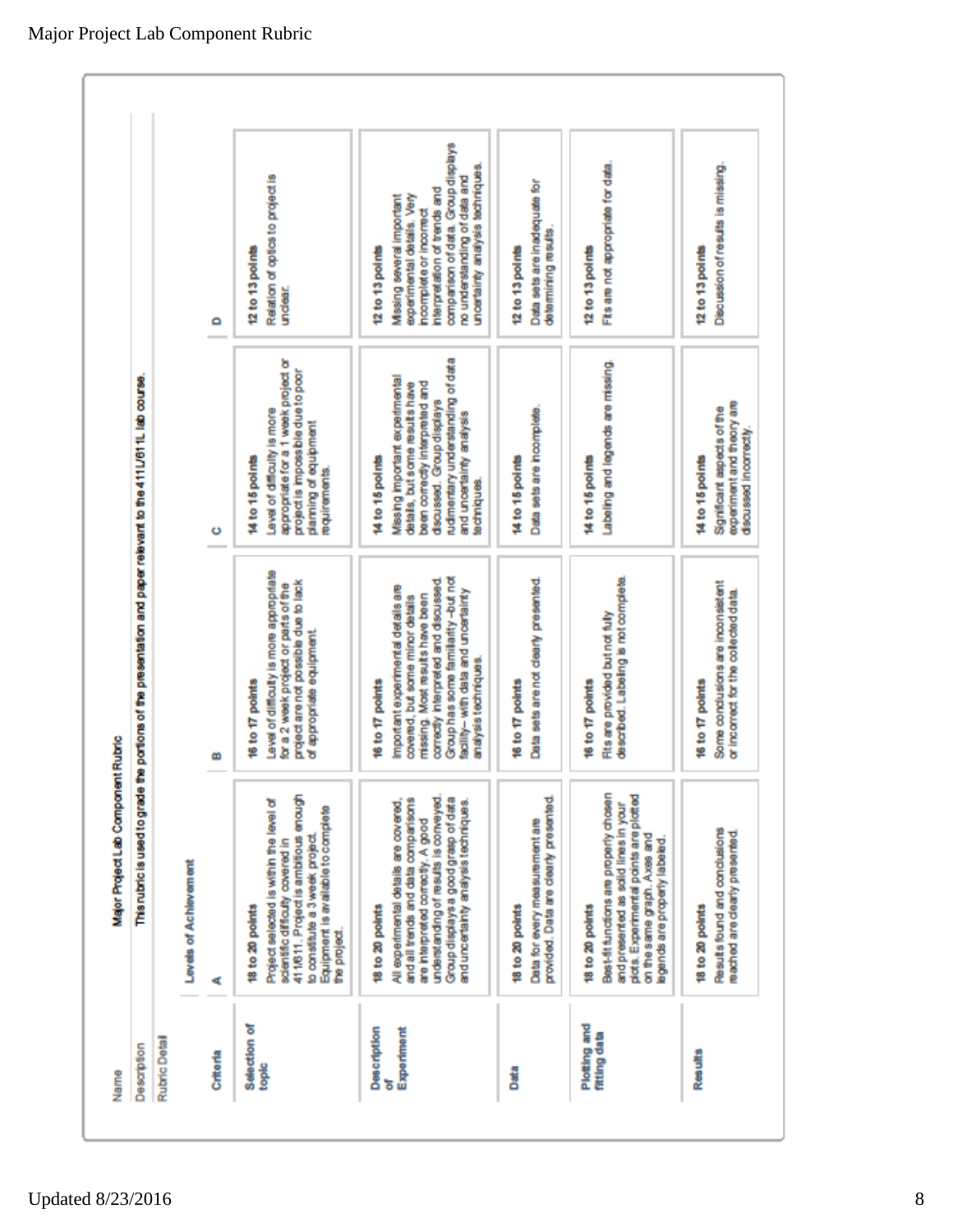# Major Project Lab Component Rubric

| | |
|---|---|
| Name | Major Project Lab Component Rubric |
| Description | This rubric is used to grade the portions of the presentation and paper relevant to the 411L/611L lab course. |
| Rubric Detail | |

| Criteria | Levels of Achievement | | | |
|---|---|---|---|---|
| | A | B | C | D |
| Selection of topic | 18 to 20 points<br>Project selected is within the level of scientific difficulty covered in 411/611. Project is ambitious enough to constitute a 3 week project. Equipment is available to complete the project. | 16 to 17 points<br>Level of difficulty is more appropriate for a 2 week project or parts of the project are not possible due to lack of appropriate equipment. | 14 to 15 points<br>Level of difficulty is more appropriate for a 1 week project or project is impossible due to poor planning of equipment requirements. | 12 to 13 points<br>Relation of optics to project is unclear. |
| Description of Experiment | 18 to 20 points<br>All experimental details are covered, and all trends and data comparisons are interpreted correctly. A good understanding of results is conveyed. Group displays a good grasp of data and uncertainty analysis techniques. | 16 to 17 points<br>Important experimental details are covered, but some minor details missing. Most results have been correctly interpreted and discussed. Group has some familiarity –but not facility– with data and uncertainty analysis techniques. | 14 to 15 points<br>Missing important experimental details, but some results have been correctly interpreted and discussed. Group displays rudimentary understanding of data and uncertainty analysis techniques. | 12 to 13 points<br>Missing several important experimental details. Very incomplete or incorrect interpretation of trends and comparison of data. Group displays no understanding of data and uncertainty analysis techniques. |
| Data | 18 to 20 points<br>Data for every measurement are provided. Data are clearly presented. | 16 to 17 points<br>Data sets are not clearly presented. | 14 to 15 points<br>Data sets are incomplete. | 12 to 13 points<br>Data sets are inadequate for determining results. |
| Plotting and fitting data | 18 to 20 points<br>Best-fit functions are properly chosen and presented as solid lines in your plots. Experimental points are plotted on the same graph. Axes and legends are properly labeled. | 16 to 17 points<br>Fits are provided but not fully described. Labeling is not complete. | 14 to 15 points<br>Labeling and legends are missing. | 12 to 13 points<br>Fits are not appropriate for data. |
| Results | 18 to 20 points<br>Results found and conclusions reached are clearly presented. | 16 to 17 points<br>Some conclusions are inconsistent or incorrect for the collected data. | 14 to 15 points<br>Significant aspects of the experiment and theory are discussed incorrectly. | 12 to 13 points<br>Discussion of results is missing. |

Updated 8/23/2016